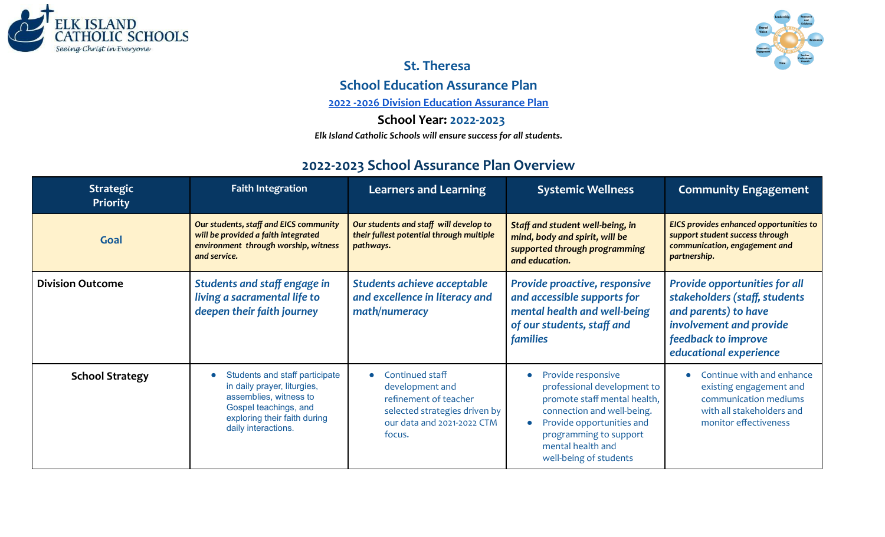# St. Theresa

## School Education Assurance Plan

2022 -2026 Division Education Assurance Plan

**School Year: 2022-2023**

*Elk Island Catholic Schools will ensure success for all students.*

## 2022-2023 School Assurance Plan Overview

| Strategic Priority | Faith Integration | Learners and Learning | Systemic Wellness | Community Engagement |
|---|---|---|---|---|
| **Goal** | ***Our students, staff and EICS community will be provided a faith integrated environment through worship, witness and service.*** | ***Our students and staff will develop to their fullest potential through multiple pathways.*** | ***Staff and student well-being, in mind, body and spirit, will be supported through programming and education.*** | ***EICS provides enhanced opportunities to support student success through communication, engagement and partnership.*** |
| **Division Outcome** | ***Students and staff engage in living a sacramental life to deepen their faith journey*** | ***Students achieve acceptable and excellence in literacy and math/numeracy*** | ***Provide proactive, responsive and accessible supports for mental health and well-being of our students, staff and families*** | ***Provide opportunities for all stakeholders (staff, students and parents) to have involvement and provide feedback to improve educational experience*** |
| **School Strategy** | • Students and staff participate in daily prayer, liturgies, assemblies, witness to Gospel teachings, and exploring their faith during daily interactions. | • Continued staff development and refinement of teacher selected strategies driven by our data and 2021-2022 CTM focus. | • Provide responsive professional development to promote staff mental health, connection and well-being.<br>• Provide opportunities and programming to support mental health and well-being of students | • Continue with and enhance existing engagement and communication mediums with all stakeholders and monitor effectiveness |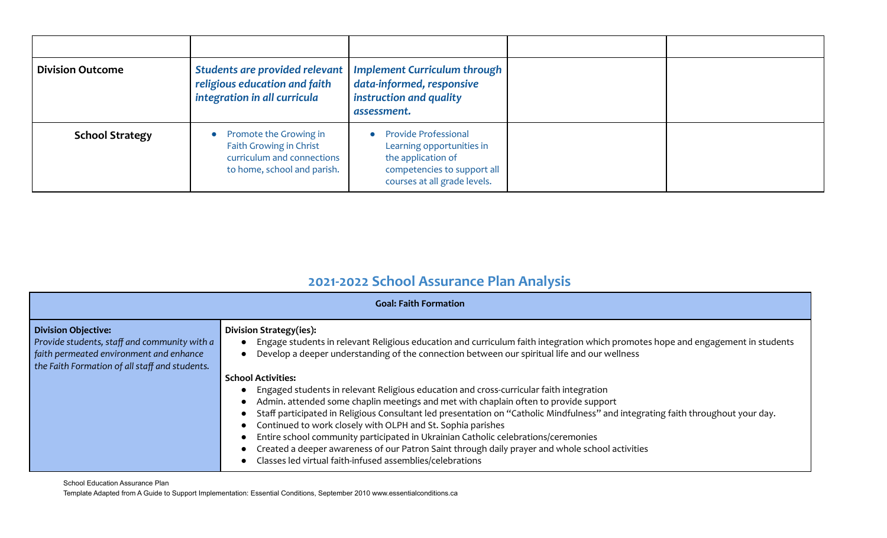| | | | | |
|---|---|---|---|---|
| **Division Outcome** | ***Students are provided relevant religious education and faith integration in all curricula*** | ***Implement Curriculum through data-informed, responsive instruction and quality assessment.*** | | |
| **School Strategy** | • Promote the Growing in Faith Growing in Christ curriculum and connections to home, school and parish. | • Provide Professional Learning opportunities in the application of competencies to support all courses at all grade levels. | | |

## 2021-2022 School Assurance Plan Analysis

| **Goal: Faith Formation** | |
|---|---|
| **Division Objective:**<br>*Provide students, staff and community with a faith permeated environment and enhance the Faith Formation of all staff and students.* | **Division Strategy(ies):**<br>• Engage students in relevant Religious education and curriculum faith integration which promotes hope and engagement in students<br>• Develop a deeper understanding of the connection between our spiritual life and our wellness<br><br>**School Activities:**<br>• Engaged students in relevant Religious education and cross-curricular faith integration<br>• Admin. attended some chaplin meetings and met with chaplain often to provide support<br>• Staff participated in Religious Consultant led presentation on "Catholic Mindfulness" and integrating faith throughout your day.<br>• Continued to work closely with OLPH and St. Sophia parishes<br>• Entire school community participated in Ukrainian Catholic celebrations/ceremonies<br>• Created a deeper awareness of our Patron Saint through daily prayer and whole school activities<br>• Classes led virtual faith-infused assemblies/celebrations |

School Education Assurance Plan

Template Adapted from A Guide to Support Implementation: Essential Conditions, September 2010 www.essentialconditions.ca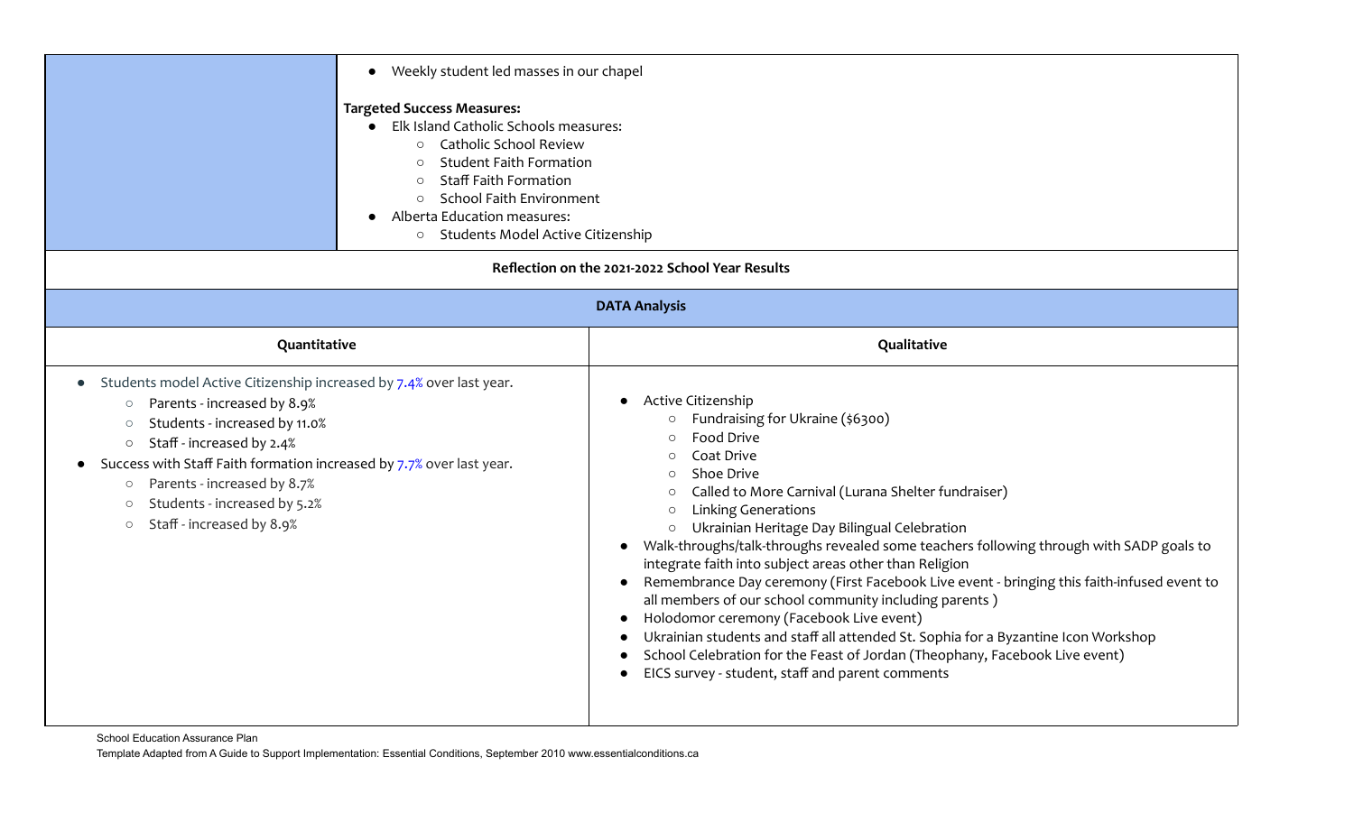- Weekly student led masses in our chapel

**Targeted Success Measures:**

- Elk Island Catholic Schools measures:
  - Catholic School Review
  - Student Faith Formation
  - Staff Faith Formation
  - School Faith Environment
- Alberta Education measures:
  - Students Model Active Citizenship

**Reflection on the 2021-2022 School Year Results**

**DATA Analysis**

| Quantitative | Qualitative |
|---|---|
| <ul><li>Students model Active Citizenship increased by 7.4% over last year.<ul><li>Parents - increased by 8.9%</li><li>Students - increased by 11.0%</li><li>Staff - increased by 2.4%</li></ul></li><li>Success with Staff Faith formation increased by 7.7% over last year.<ul><li>Parents - increased by 8.7%</li><li>Students - increased by 5.2%</li><li>Staff - increased by 8.9%</li></ul></li></ul> | <ul><li>Active Citizenship<ul><li>Fundraising for Ukraine ($6300)</li><li>Food Drive</li><li>Coat Drive</li><li>Shoe Drive</li><li>Called to More Carnival (Lurana Shelter fundraiser)</li><li>Linking Generations</li><li>Ukrainian Heritage Day Bilingual Celebration</li></ul></li><li>Walk-throughs/talk-throughs revealed some teachers following through with SADP goals to integrate faith into subject areas other than Religion</li><li>Remembrance Day ceremony (First Facebook Live event - bringing this faith-infused event to all members of our school community including parents )</li><li>Holodomor ceremony (Facebook Live event)</li><li>Ukrainian students and staff all attended St. Sophia for a Byzantine Icon Workshop</li><li>School Celebration for the Feast of Jordan (Theophany, Facebook Live event)</li><li>EICS survey - student, staff and parent comments</li></ul> |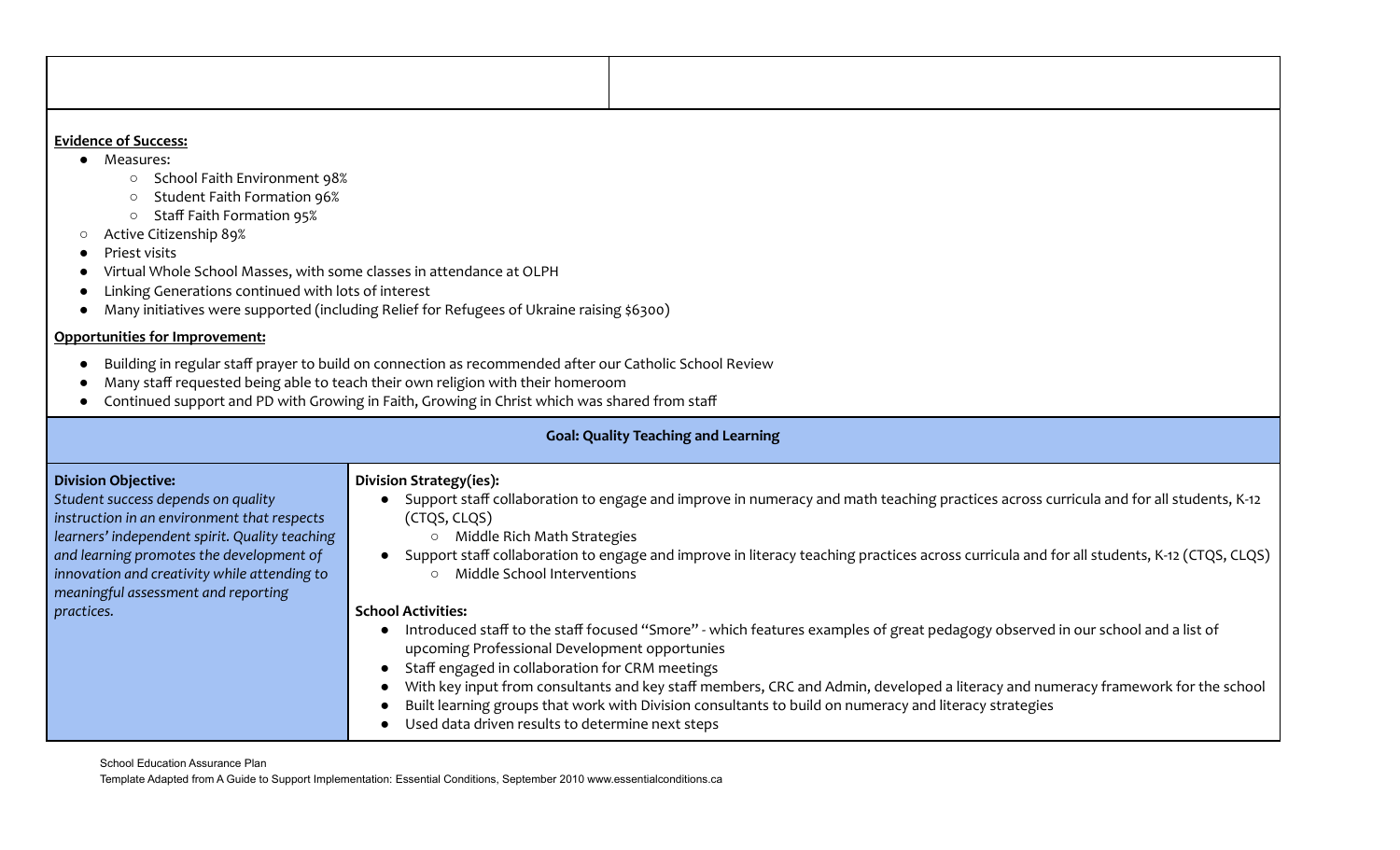**Evidence of Success:**

- Measures:
  - School Faith Environment 98%
  - Student Faith Formation 96%
  - Staff Faith Formation 95%
- Active Citizenship 89%
- Priest visits
- Virtual Whole School Masses, with some classes in attendance at OLPH
- Linking Generations continued with lots of interest
- Many initiatives were supported (including Relief for Refugees of Ukraine raising $6300)

**Opportunities for Improvement:**

- Building in regular staff prayer to build on connection as recommended after our Catholic School Review
- Many staff requested being able to teach their own religion with their homeroom
- Continued support and PD with Growing in Faith, Growing in Christ which was shared from staff

## Goal: Quality Teaching and Learning

| **Division Objective:** | **Division Strategy(ies):** |
|---|---|
| *Student success depends on quality instruction in an environment that respects learners' independent spirit. Quality teaching and learning promotes the development of innovation and creativity while attending to meaningful assessment and reporting practices.* | • Support staff collaboration to engage and improve in numeracy and math teaching practices across curricula and for all students, K-12 (CTQS, CLQS)<br>  ○ Middle Rich Math Strategies<br>• Support staff collaboration to engage and improve in literacy teaching practices across curricula and for all students, K-12 (CTQS, CLQS)<br>  ○ Middle School Interventions<br><br>**School Activities:**<br>• Introduced staff to the staff focused "Smore" - which features examples of great pedagogy observed in our school and a list of upcoming Professional Development opportunies<br>• Staff engaged in collaboration for CRM meetings<br>• With key input from consultants and key staff members, CRC and Admin, developed a literacy and numeracy framework for the school<br>• Built learning groups that work with Division consultants to build on numeracy and literacy strategies<br>• Used data driven results to determine next steps |

School Education Assurance Plan
Template Adapted from A Guide to Support Implementation: Essential Conditions, September 2010 www.essentialconditions.ca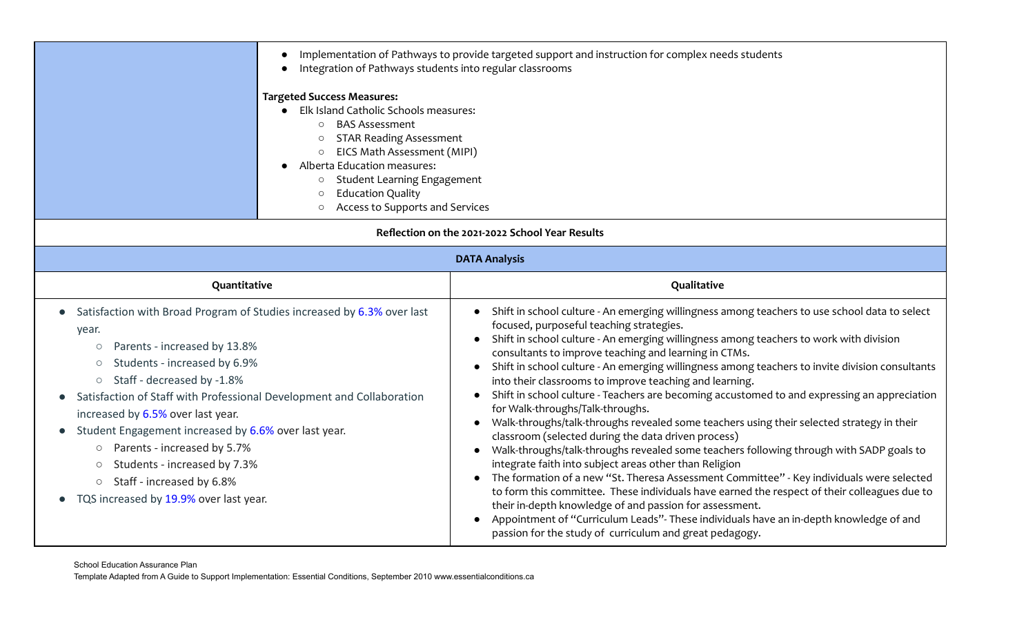| | |
|---|---|
| | ● Implementation of Pathways to provide targeted support and instruction for complex needs students<br>● Integration of Pathways students into regular classrooms<br><br>**Targeted Success Measures:**<br>● Elk Island Catholic Schools measures:<br>○ BAS Assessment<br>○ STAR Reading Assessment<br>○ EICS Math Assessment (MIPI)<br>● Alberta Education measures:<br>○ Student Learning Engagement<br>○ Education Quality<br>○ Access to Supports and Services |

**Reflection on the 2021-2022 School Year Results**

**DATA Analysis**

| Quantitative | Qualitative |
|---|---|
| ● Satisfaction with Broad Program of Studies increased by 6.3% over last year.<br>○ Parents - increased by 13.8%<br>○ Students - increased by 6.9%<br>○ Staff - decreased by -1.8%<br>● Satisfaction of Staff with Professional Development and Collaboration increased by 6.5% over last year.<br>● Student Engagement increased by 6.6% over last year.<br>○ Parents - increased by 5.7%<br>○ Students - increased by 7.3%<br>○ Staff - increased by 6.8%<br>● TQS increased by 19.9% over last year. | ● Shift in school culture - An emerging willingness among teachers to use school data to select focused, purposeful teaching strategies.<br>● Shift in school culture - An emerging willingness among teachers to work with division consultants to improve teaching and learning in CTMs.<br>● Shift in school culture - An emerging willingness among teachers to invite division consultants into their classrooms to improve teaching and learning.<br>● Shift in school culture - Teachers are becoming accustomed to and expressing an appreciation for Walk-throughs/Talk-throughs.<br>● Walk-throughs/talk-throughs revealed some teachers using their selected strategy in their classroom (selected during the data driven process)<br>● Walk-throughs/talk-throughs revealed some teachers following through with SADP goals to integrate faith into subject areas other than Religion<br>● The formation of a new "St. Theresa Assessment Committee" - Key individuals were selected to form this committee. These individuals have earned the respect of their colleagues due to their in-depth knowledge of and passion for assessment.<br>● Appointment of "Curriculum Leads"- These individuals have an in-depth knowledge of and passion for the study of curriculum and great pedagogy. |

School Education Assurance Plan
Template Adapted from A Guide to Support Implementation: Essential Conditions, September 2010 www.essentialconditions.ca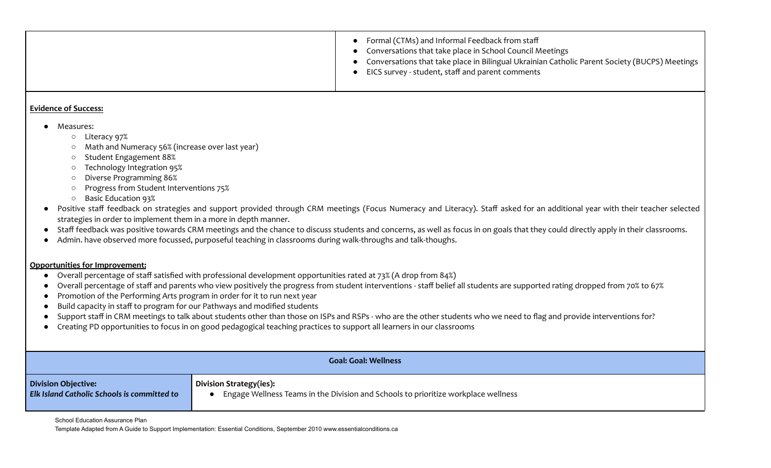| | |
|---|---|
| | • Formal (CTMs) and Informal Feedback from staff<br>• Conversations that take place in School Council Meetings<br>• Conversations that take place in Bilingual Ukrainian Catholic Parent Society (BUCPS) Meetings<br>• EICS survey - student, staff and parent comments |

**Evidence of Success:**

- Measures:
  - Literacy 97%
  - Math and Numeracy 56% (increase over last year)
  - Student Engagement 88%
  - Technology Integration 95%
  - Diverse Programming 86%
  - Progress from Student Interventions 75%
  - Basic Education 93%
- Positive staff feedback on strategies and support provided through CRM meetings (Focus Numeracy and Literacy). Staff asked for an additional year with their teacher selected strategies in order to implement them in a more in depth manner.
- Staff feedback was positive towards CRM meetings and the chance to discuss students and concerns, as well as focus in on goals that they could directly apply in their classrooms.
- Admin. have observed more focussed, purposeful teaching in classrooms during walk-throughs and talk-thoughs.

**Opportunities for Improvement:**

- Overall percentage of staff satisfied with professional development opportunities rated at 73% (A drop from 84%)
- Overall percentage of staff and parents who view positively the progress from student interventions - staff belief all students are supported rating dropped from 70% to 67%
- Promotion of the Performing Arts program in order for it to run next year
- Build capacity in staff to program for our Pathways and modified students
- Support staff in CRM meetings to talk about students other than those on ISPs and RSPs - who are the other students who we need to flag and provide interventions for?
- Creating PD opportunities to focus in on good pedagogical teaching practices to support all learners in our classrooms

| **Goal: Goal: Wellness** | |
|---|---|
| **Division Objective:**<br>***Elk Island Catholic Schools is committed to*** | **Division Strategy(ies):**<br>• Engage Wellness Teams in the Division and Schools to prioritize workplace wellness |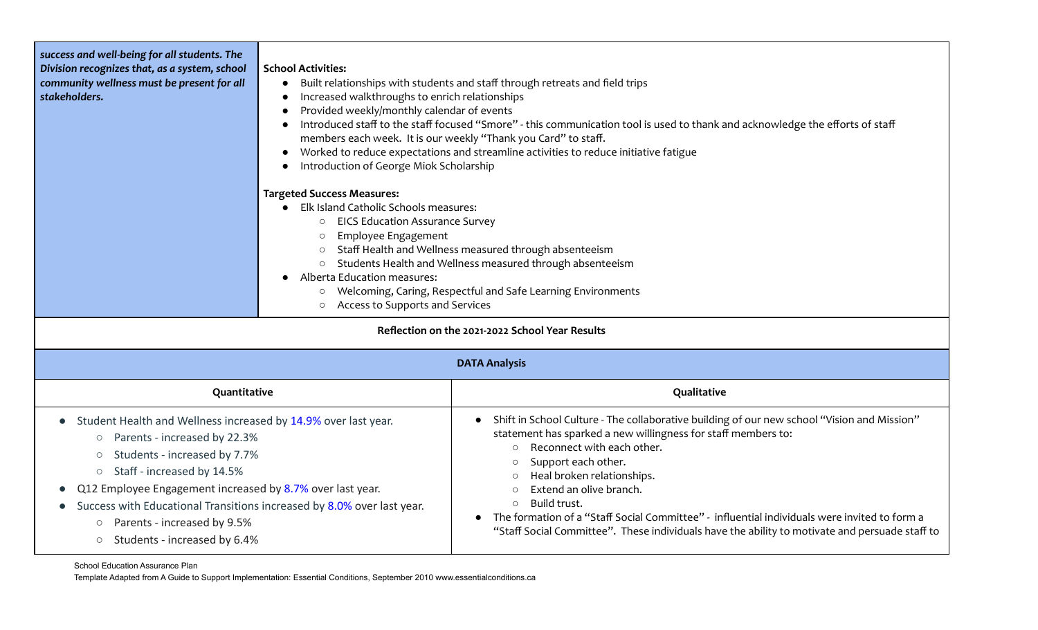| | |
|---|---|
| ***success and well-being for all students. The Division recognizes that, as a system, school community wellness must be present for all stakeholders.*** | **School Activities:**<br>● Built relationships with students and staff through retreats and field trips<br>● Increased walkthroughs to enrich relationships<br>● Provided weekly/monthly calendar of events<br>● Introduced staff to the staff focused "Smore" - this communication tool is used to thank and acknowledge the efforts of staff members each week. It is our weekly "Thank you Card" to staff.<br>● Worked to reduce expectations and streamline activities to reduce initiative fatigue<br>● Introduction of George Miok Scholarship<br><br>**Targeted Success Measures:**<br>● Elk Island Catholic Schools measures:<br>○ EICS Education Assurance Survey<br>○ Employee Engagement<br>○ Staff Health and Wellness measured through absenteeism<br>○ Students Health and Wellness measured through absenteeism<br>● Alberta Education measures:<br>○ Welcoming, Caring, Respectful and Safe Learning Environments<br>○ Access to Supports and Services |

**Reflection on the 2021-2022 School Year Results**

**DATA Analysis**

| Quantitative | Qualitative |
|---|---|
| ● Student Health and Wellness increased by 14.9% over last year.<br>○ Parents - increased by 22.3%<br>○ Students - increased by 7.7%<br>○ Staff - increased by 14.5%<br>● Q12 Employee Engagement increased by 8.7% over last year.<br>● Success with Educational Transitions increased by 8.0% over last year.<br>○ Parents - increased by 9.5%<br>○ Students - increased by 6.4% | ● Shift in School Culture - The collaborative building of our new school "Vision and Mission" statement has sparked a new willingness for staff members to:<br>○ Reconnect with each other.<br>○ Support each other.<br>○ Heal broken relationships.<br>○ Extend an olive branch.<br>○ Build trust.<br>● The formation of a "Staff Social Committee" - influential individuals were invited to form a "Staff Social Committee". These individuals have the ability to motivate and persuade staff to |

School Education Assurance Plan

Template Adapted from A Guide to Support Implementation: Essential Conditions, September 2010 www.essentialconditions.ca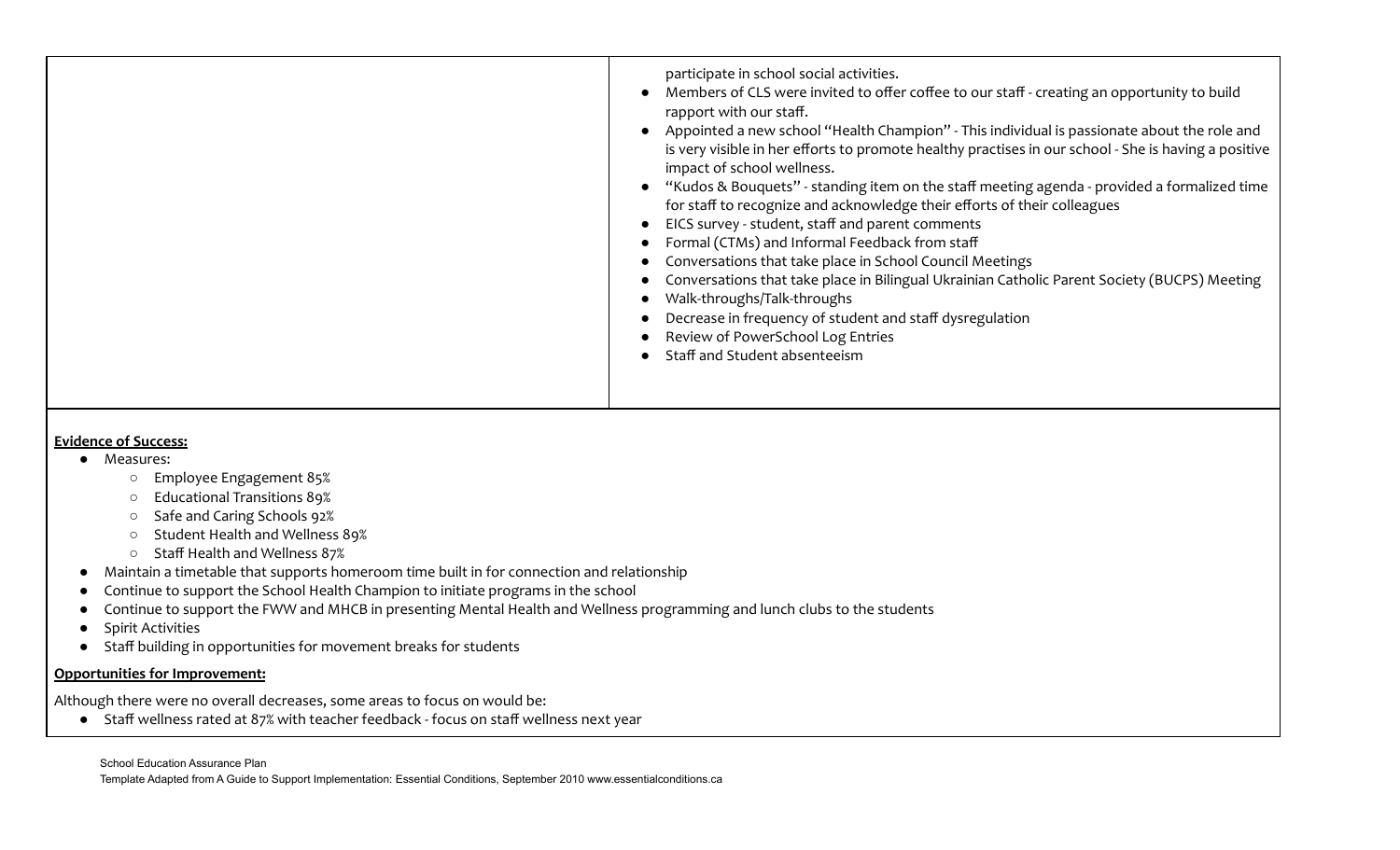| | participate in school social activities.<br>● Members of CLS were invited to offer coffee to our staff - creating an opportunity to build rapport with our staff.<br>● Appointed a new school "Health Champion" - This individual is passionate about the role and is very visible in her efforts to promote healthy practises in our school - She is having a positive impact of school wellness.<br>● "Kudos & Bouquets" - standing item on the staff meeting agenda - provided a formalized time for staff to recognize and acknowledge their efforts of their colleagues<br>● EICS survey - student, staff and parent comments<br>● Formal (CTMs) and Informal Feedback from staff<br>● Conversations that take place in School Council Meetings<br>● Conversations that take place in Bilingual Ukrainian Catholic Parent Society (BUCPS) Meeting<br>● Walk-throughs/Talk-throughs<br>● Decrease in frequency of student and staff dysregulation<br>● Review of PowerSchool Log Entries<br>● Staff and Student absenteeism |
|---|---|

**Evidence of Success:**

- Measures:
  - Employee Engagement 85%
  - Educational Transitions 89%
  - Safe and Caring Schools 92%
  - Student Health and Wellness 89%
  - Staff Health and Wellness 87%
- Maintain a timetable that supports homeroom time built in for connection and relationship
- Continue to support the School Health Champion to initiate programs in the school
- Continue to support the FWW and MHCB in presenting Mental Health and Wellness programming and lunch clubs to the students
- Spirit Activities
- Staff building in opportunities for movement breaks for students

**Opportunities for Improvement:**

Although there were no overall decreases, some areas to focus on would be:

- Staff wellness rated at 87% with teacher feedback - focus on staff wellness next year

School Education Assurance Plan
Template Adapted from A Guide to Support Implementation: Essential Conditions, September 2010 www.essentialconditions.ca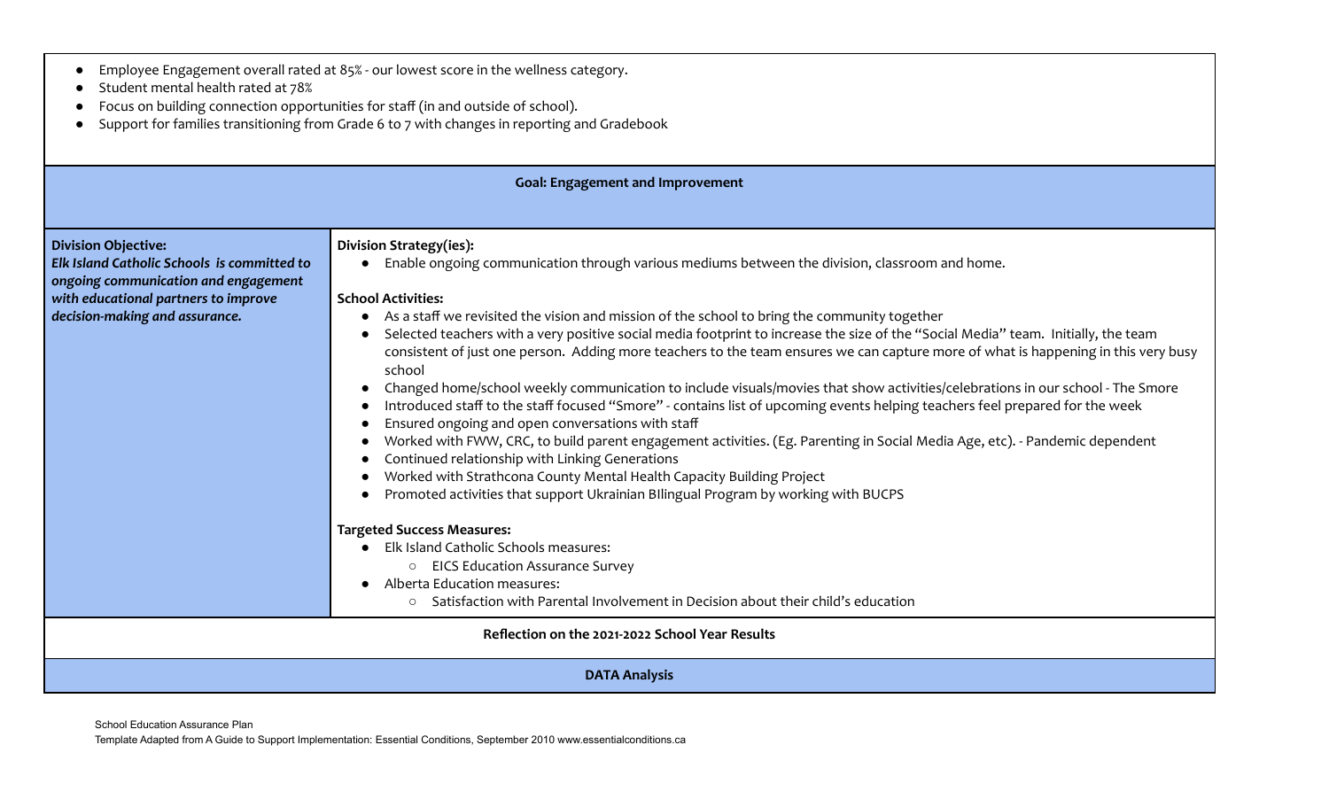- Employee Engagement overall rated at 85% - our lowest score in the wellness category.
- Student mental health rated at 78%
- Focus on building connection opportunities for staff (in and outside of school).
- Support for families transitioning from Grade 6 to 7 with changes in reporting and Gradebook

| **Goal: Engagement and Improvement** | |
|---|---|
| **Division Objective:**<br>***Elk Island Catholic Schools is committed to ongoing communication and engagement with educational partners to improve decision-making and assurance.*** | **Division Strategy(ies):**<br>● Enable ongoing communication through various mediums between the division, classroom and home.<br><br>**School Activities:**<br>● As a staff we revisited the vision and mission of the school to bring the community together<br>● Selected teachers with a very positive social media footprint to increase the size of the "Social Media" team. Initially, the team consistent of just one person. Adding more teachers to the team ensures we can capture more of what is happening in this very busy school<br>● Changed home/school weekly communication to include visuals/movies that show activities/celebrations in our school - The Smore<br>● Introduced staff to the staff focused "Smore" - contains list of upcoming events helping teachers feel prepared for the week<br>● Ensured ongoing and open conversations with staff<br>● Worked with FWW, CRC, to build parent engagement activities. (Eg. Parenting in Social Media Age, etc). - Pandemic dependent<br>● Continued relationship with Linking Generations<br>● Worked with Strathcona County Mental Health Capacity Building Project<br>● Promoted activities that support Ukrainian BIlingual Program by working with BUCPS<br><br>**Targeted Success Measures:**<br>● Elk Island Catholic Schools measures:<br>○ EICS Education Assurance Survey<br>● Alberta Education measures:<br>○ Satisfaction with Parental Involvement in Decision about their child's education |
| **Reflection on the 2021-2022 School Year Results** | |
| **DATA Analysis** | |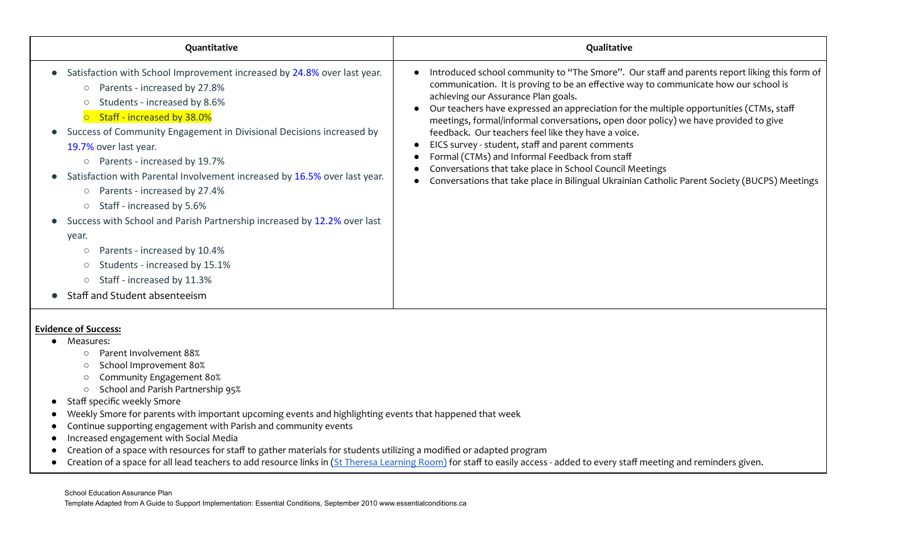| Quantitative | Qualitative |
|---|---|
| <ul><li>Satisfaction with School Improvement increased by 24.8% over last year.<ul><li>Parents - increased by 27.8%</li><li>Students - increased by 8.6%</li><li>Staff - increased by 38.0%</li></ul></li><li>Success of Community Engagement in Divisional Decisions increased by 19.7% over last year.<ul><li>Parents - increased by 19.7%</li></ul></li><li>Satisfaction with Parental Involvement increased by 16.5% over last year.<ul><li>Parents - increased by 27.4%</li><li>Staff - increased by 5.6%</li></ul></li><li>Success with School and Parish Partnership increased by 12.2% over last year.<ul><li>Parents - increased by 10.4%</li><li>Students - increased by 15.1%</li><li>Staff - increased by 11.3%</li></ul></li><li>Staff and Student absenteeism</li></ul> | <ul><li>Introduced school community to "The Smore". Our staff and parents report liking this form of communication. It is proving to be an effective way to communicate how our school is achieving our Assurance Plan goals.</li><li>Our teachers have expressed an appreciation for the multiple opportunities (CTMs, staff meetings, formal/informal conversations, open door policy) we have provided to give feedback. Our teachers feel like they have a voice.</li><li>EICS survey - student, staff and parent comments</li><li>Formal (CTMs) and Informal Feedback from staff</li><li>Conversations that take place in School Council Meetings</li><li>Conversations that take place in Bilingual Ukrainian Catholic Parent Society (BUCPS) Meetings</li></ul> |

**Evidence of Success:**

- Measures:
  - Parent Involvement 88%
  - School Improvement 80%
  - Community Engagement 80%
  - School and Parish Partnership 95%
- Staff specific weekly Smore
- Weekly Smore for parents with important upcoming events and highlighting events that happened that week
- Continue supporting engagement with Parish and community events
- Increased engagement with Social Media
- Creation of a space with resources for staff to gather materials for students utilizing a modified or adapted program
- Creation of a space for all lead teachers to add resource links in (St Theresa Learning Room) for staff to easily access - added to every staff meeting and reminders given.

School Education Assurance Plan
Template Adapted from A Guide to Support Implementation: Essential Conditions, September 2010 www.essentialconditions.ca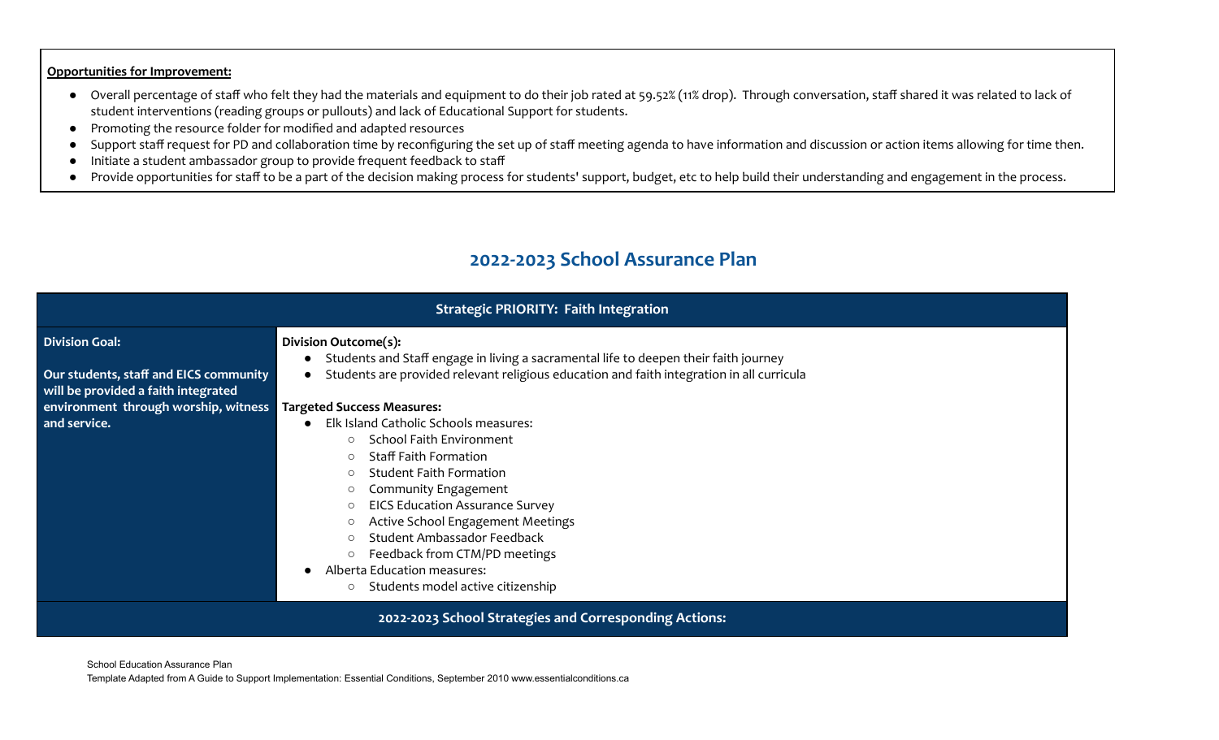**Opportunities for Improvement:**

- Overall percentage of staff who felt they had the materials and equipment to do their job rated at 59.52% (11% drop). Through conversation, staff shared it was related to lack of student interventions (reading groups or pullouts) and lack of Educational Support for students.
- Promoting the resource folder for modified and adapted resources
- Support staff request for PD and collaboration time by reconfiguring the set up of staff meeting agenda to have information and discussion or action items allowing for time then.
- Initiate a student ambassador group to provide frequent feedback to staff
- Provide opportunities for staff to be a part of the decision making process for students' support, budget, etc to help build their understanding and engagement in the process.

## 2022-2023 School Assurance Plan

| Strategic PRIORITY: Faith Integration | |
|---|---|
| **Division Goal:**<br><br>**Our students, staff and EICS community will be provided a faith integrated environment through worship, witness and service.** | **Division Outcome(s):**<br>• Students and Staff engage in living a sacramental life to deepen their faith journey<br>• Students are provided relevant religious education and faith integration in all curricula<br><br>**Targeted Success Measures:**<br>• Elk Island Catholic Schools measures:<br>&nbsp;&nbsp;&nbsp;&nbsp;○ School Faith Environment<br>&nbsp;&nbsp;&nbsp;&nbsp;○ Staff Faith Formation<br>&nbsp;&nbsp;&nbsp;&nbsp;○ Student Faith Formation<br>&nbsp;&nbsp;&nbsp;&nbsp;○ Community Engagement<br>&nbsp;&nbsp;&nbsp;&nbsp;○ EICS Education Assurance Survey<br>&nbsp;&nbsp;&nbsp;&nbsp;○ Active School Engagement Meetings<br>&nbsp;&nbsp;&nbsp;&nbsp;○ Student Ambassador Feedback<br>&nbsp;&nbsp;&nbsp;&nbsp;○ Feedback from CTM/PD meetings<br>• Alberta Education measures:<br>&nbsp;&nbsp;&nbsp;&nbsp;○ Students model active citizenship |
| **2022-2023 School Strategies and Corresponding Actions:** | |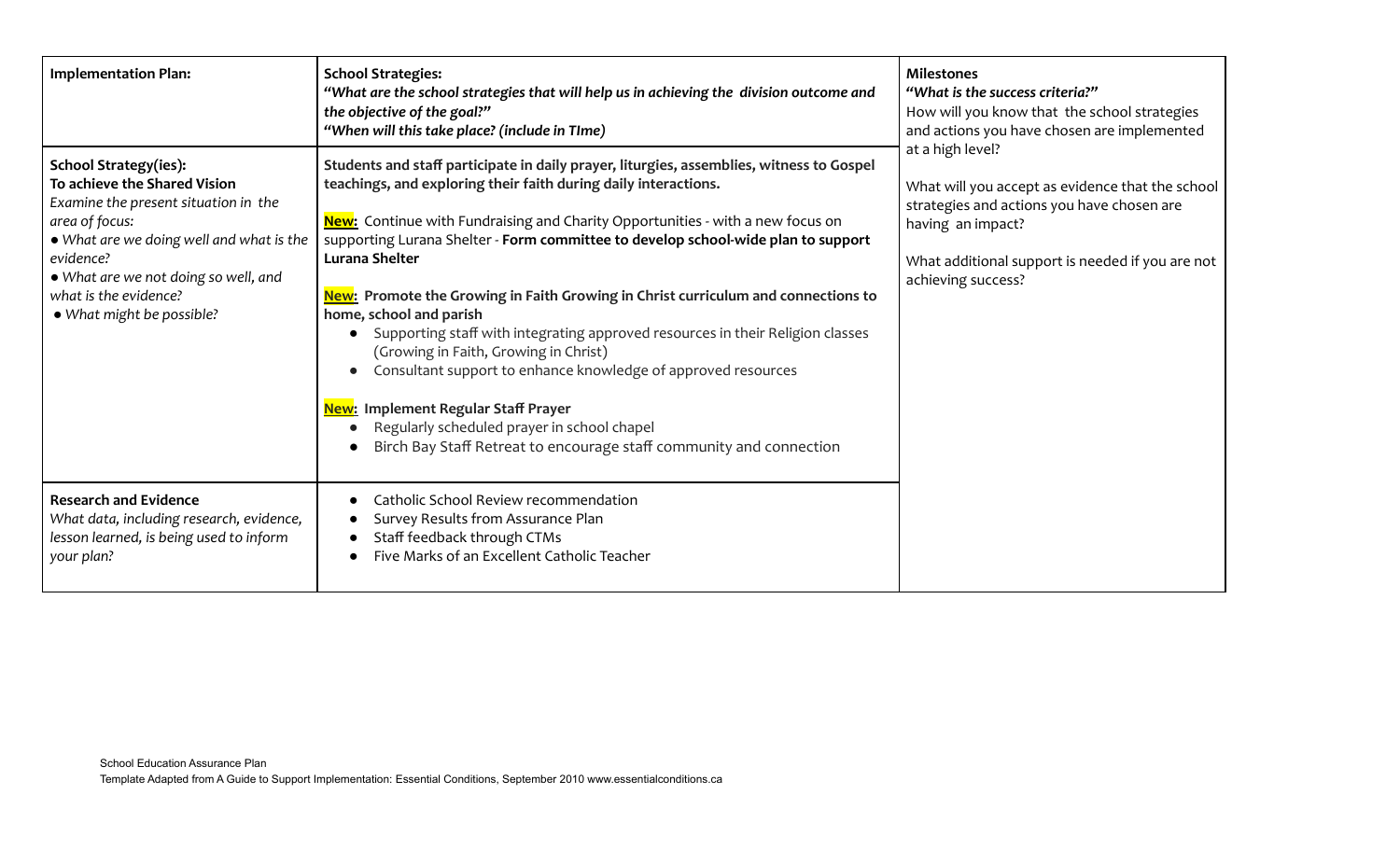| **Implementation Plan:** | **School Strategies:**<br>***"What are the school strategies that will help us in achieving the division outcome and the objective of the goal?"***<br>***"When will this take place? (include in TIme)*** | **Milestones**<br>***"What is the success criteria?"***<br>How will you know that the school strategies and actions you have chosen are implemented at a high level?<br><br>What will you accept as evidence that the school strategies and actions you have chosen are having an impact?<br><br>What additional support is needed if you are not achieving success? |
|---|---|---|
| **School Strategy(ies):**<br>**To achieve the Shared Vision**<br>*Examine the present situation in the area of focus:*<br>*• What are we doing well and what is the evidence?*<br>*• What are we not doing so well, and what is the evidence?*<br>*• What might be possible?* | **Students and staff participate in daily prayer, liturgies, assemblies, witness to Gospel teachings, and exploring their faith during daily interactions.**<br><br>**New:** Continue with Fundraising and Charity Opportunities - with a new focus on supporting Lurana Shelter - **Form committee to develop school-wide plan to support Lurana Shelter**<br><br>**New: Promote the Growing in Faith Growing in Christ curriculum and connections to home, school and parish**<br>• Supporting staff with integrating approved resources in their Religion classes (Growing in Faith, Growing in Christ)<br>• Consultant support to enhance knowledge of approved resources<br><br>**New: Implement Regular Staff Prayer**<br>• Regularly scheduled prayer in school chapel<br>• Birch Bay Staff Retreat to encourage staff community and connection | |
| **Research and Evidence**<br>*What data, including research, evidence, lesson learned, is being used to inform your plan?* | • Catholic School Review recommendation<br>• Survey Results from Assurance Plan<br>• Staff feedback through CTMs<br>• Five Marks of an Excellent Catholic Teacher | |

School Education Assurance Plan
Template Adapted from A Guide to Support Implementation: Essential Conditions, September 2010 www.essentialconditions.ca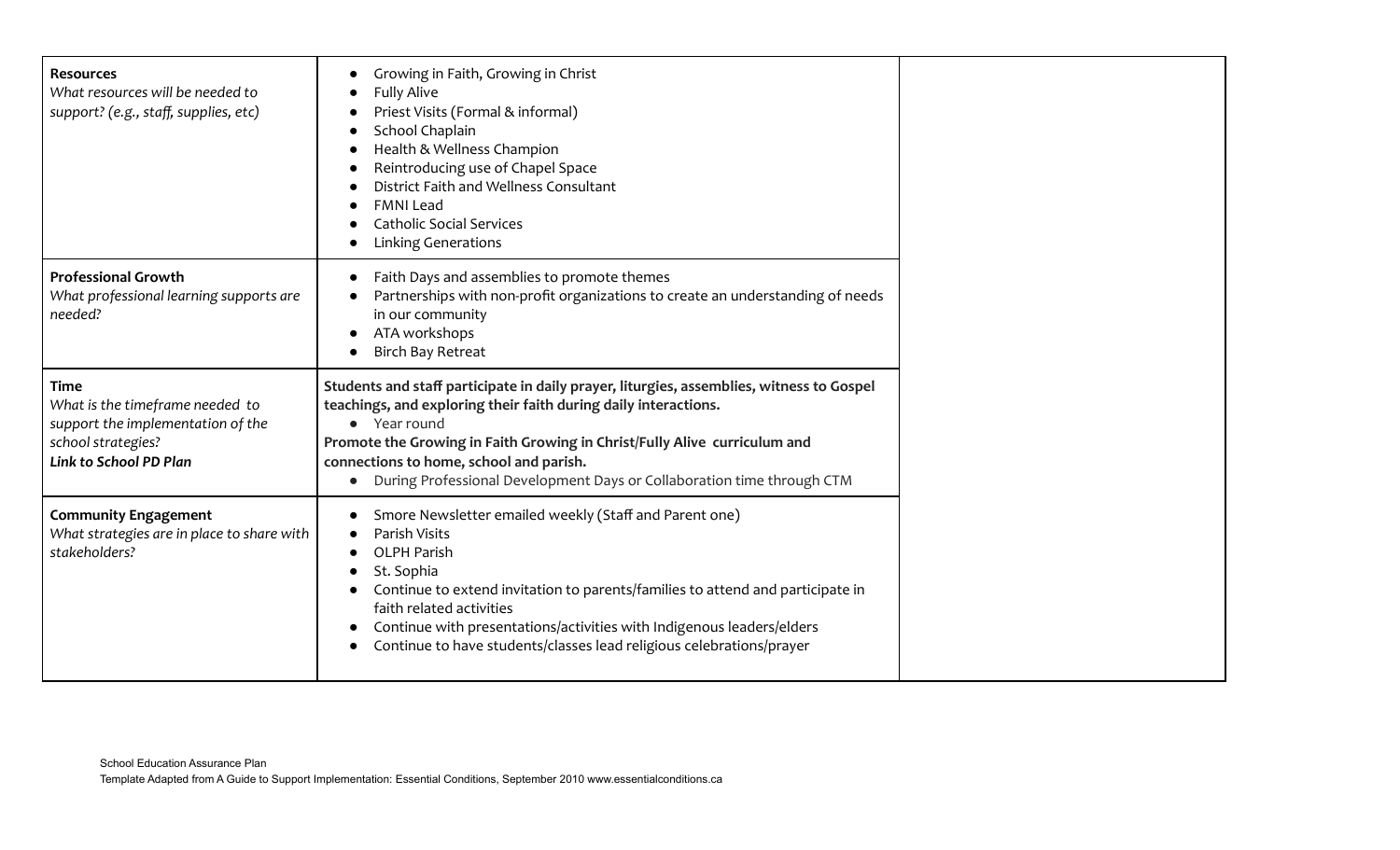| | | |
|---|---|---|
| **Resources**<br>*What resources will be needed to support? (e.g., staff, supplies, etc)* | • Growing in Faith, Growing in Christ<br>• Fully Alive<br>• Priest Visits (Formal & informal)<br>• School Chaplain<br>• Health & Wellness Champion<br>• Reintroducing use of Chapel Space<br>• District Faith and Wellness Consultant<br>• FMNI Lead<br>• Catholic Social Services<br>• Linking Generations | |
| **Professional Growth**<br>*What professional learning supports are needed?* | • Faith Days and assemblies to promote themes<br>• Partnerships with non-profit organizations to create an understanding of needs in our community<br>• ATA workshops<br>• Birch Bay Retreat | |
| **Time**<br>*What is the timeframe needed to support the implementation of the school strategies?*<br>***Link to School PD Plan*** | **Students and staff participate in daily prayer, liturgies, assemblies, witness to Gospel teachings, and exploring their faith during daily interactions.**<br>• Year round<br>**Promote the Growing in Faith Growing in Christ/Fully Alive curriculum and connections to home, school and parish.**<br>• During Professional Development Days or Collaboration time through CTM | |
| **Community Engagement**<br>*What strategies are in place to share with stakeholders?* | • Smore Newsletter emailed weekly (Staff and Parent one)<br>• Parish Visits<br>• OLPH Parish<br>• St. Sophia<br>• Continue to extend invitation to parents/families to attend and participate in faith related activities<br>• Continue with presentations/activities with Indigenous leaders/elders<br>• Continue to have students/classes lead religious celebrations/prayer | |

School Education Assurance Plan
Template Adapted from A Guide to Support Implementation: Essential Conditions, September 2010 www.essentialconditions.ca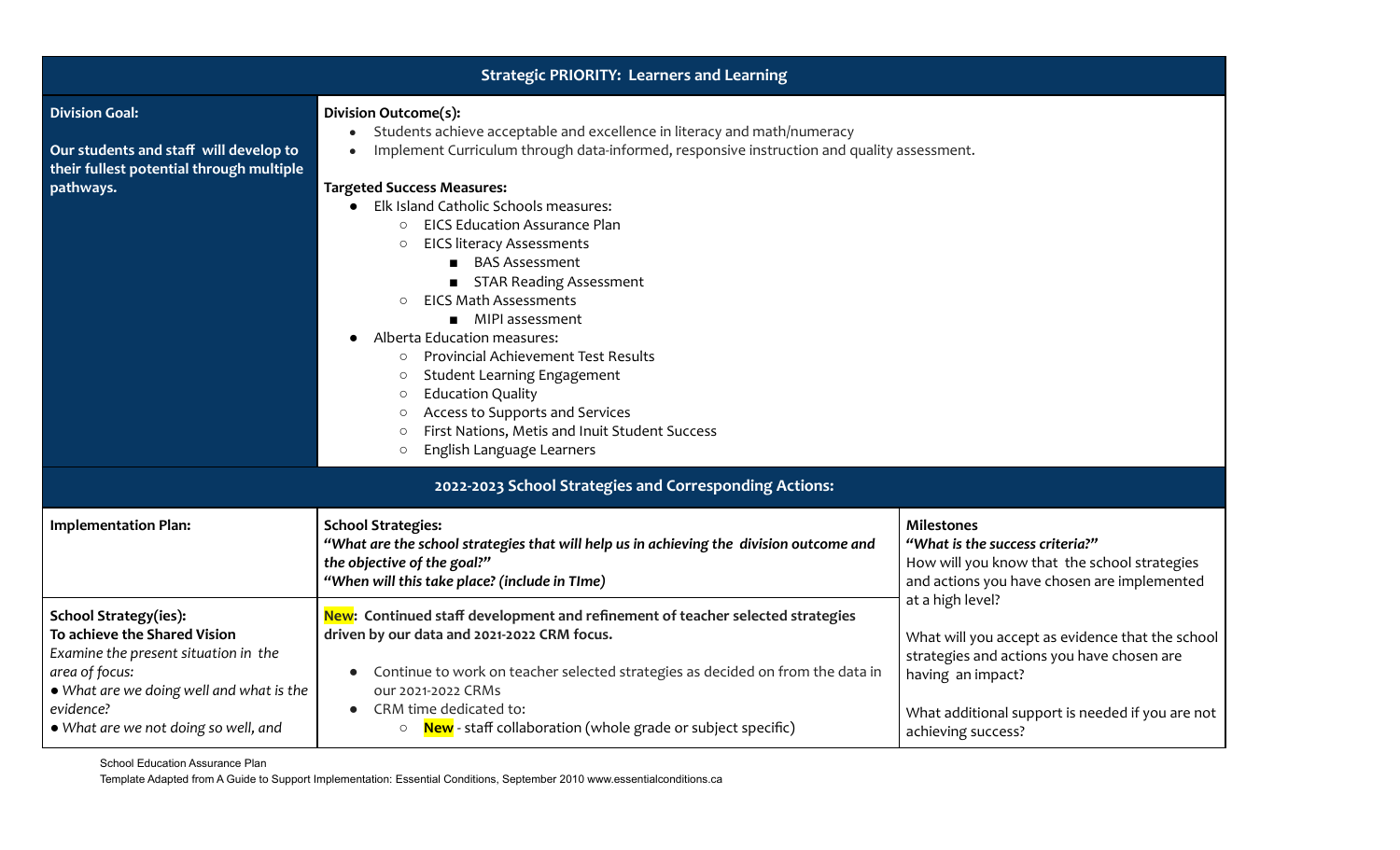| **Strategic PRIORITY: Learners and Learning** | | |
|---|---|---|
| **Division Goal:**<br><br>**Our students and staff will develop to their fullest potential through multiple pathways.** | **Division Outcome(s):**<br>• Students achieve acceptable and excellence in literacy and math/numeracy<br>• Implement Curriculum through data-informed, responsive instruction and quality assessment.<br><br>**Targeted Success Measures:**<br>• Elk Island Catholic Schools measures:<br>&nbsp;&nbsp;○ EICS Education Assurance Plan<br>&nbsp;&nbsp;○ EICS literacy Assessments<br>&nbsp;&nbsp;&nbsp;&nbsp;■ BAS Assessment<br>&nbsp;&nbsp;&nbsp;&nbsp;■ STAR Reading Assessment<br>&nbsp;&nbsp;○ EICS Math Assessments<br>&nbsp;&nbsp;&nbsp;&nbsp;■ MIPI assessment<br>• Alberta Education measures:<br>&nbsp;&nbsp;○ Provincial Achievement Test Results<br>&nbsp;&nbsp;○ Student Learning Engagement<br>&nbsp;&nbsp;○ Education Quality<br>&nbsp;&nbsp;○ Access to Supports and Services<br>&nbsp;&nbsp;○ First Nations, Metis and Inuit Student Success<br>&nbsp;&nbsp;○ English Language Learners | |
| **2022-2023 School Strategies and Corresponding Actions:** | | |
| **Implementation Plan:** | **School Strategies:**<br>***"What are the school strategies that will help us in achieving the division outcome and the objective of the goal?"***<br>***"When will this take place? (include in TIme)*** | **Milestones**<br>***"What is the success criteria?"***<br>How will you know that the school strategies and actions you have chosen are implemented at a high level?<br><br>What will you accept as evidence that the school strategies and actions you have chosen are having an impact?<br><br>What additional support is needed if you are not achieving success? |
| **School Strategy(ies):**<br>**To achieve the Shared Vision**<br>*Examine the present situation in the area of focus:*<br>*• What are we doing well and what is the evidence?*<br>*• What are we not doing so well, and* | **New: Continued staff development and refinement of teacher selected strategies driven by our data and 2021-2022 CRM focus.**<br><br>• Continue to work on teacher selected strategies as decided on from the data in our 2021-2022 CRMs<br>• CRM time dedicated to:<br>&nbsp;&nbsp;○ **New** - staff collaboration (whole grade or subject specific) | |

School Education Assurance Plan
Template Adapted from A Guide to Support Implementation: Essential Conditions, September 2010 www.essentialconditions.ca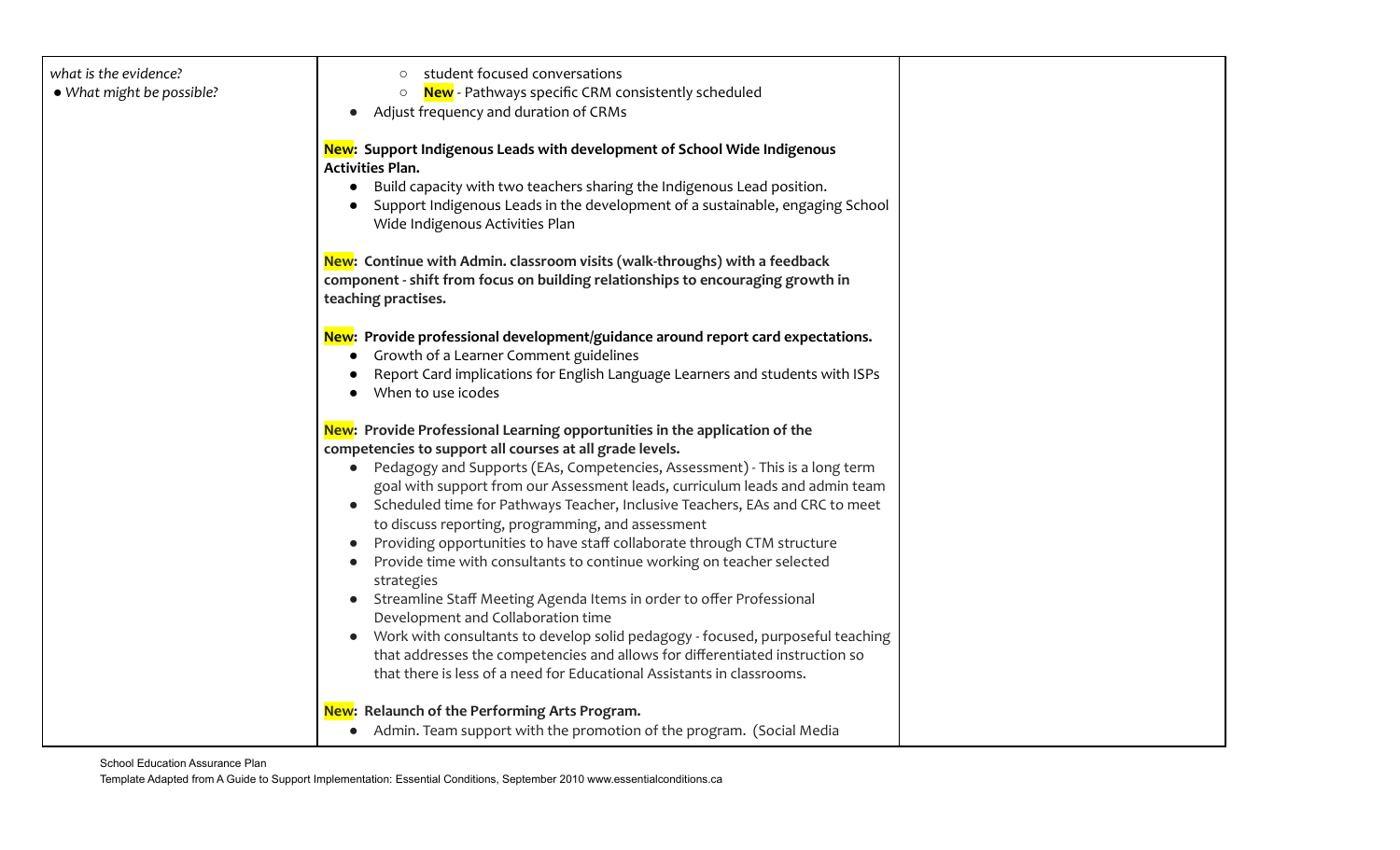| | | |
|---|---|---|
| *what is the evidence?*<br>• *What might be possible?* | ○ student focused conversations<br>○ **New** - Pathways specific CRM consistently scheduled<br>• Adjust frequency and duration of CRMs<br><br>**New: Support Indigenous Leads with development of School Wide Indigenous Activities Plan.**<br>• Build capacity with two teachers sharing the Indigenous Lead position.<br>• Support Indigenous Leads in the development of a sustainable, engaging School Wide Indigenous Activities Plan<br><br>**New: Continue with Admin. classroom visits (walk-throughs) with a feedback component - shift from focus on building relationships to encouraging growth in teaching practises.**<br><br>**New: Provide professional development/guidance around report card expectations.**<br>• Growth of a Learner Comment guidelines<br>• Report Card implications for English Language Learners and students with ISPs<br>• When to use icodes<br><br>**New: Provide Professional Learning opportunities in the application of the competencies to support all courses at all grade levels.**<br>• Pedagogy and Supports (EAs, Competencies, Assessment) - This is a long term goal with support from our Assessment leads, curriculum leads and admin team<br>• Scheduled time for Pathways Teacher, Inclusive Teachers, EAs and CRC to meet to discuss reporting, programming, and assessment<br>• Providing opportunities to have staff collaborate through CTM structure<br>• Provide time with consultants to continue working on teacher selected strategies<br>• Streamline Staff Meeting Agenda Items in order to offer Professional Development and Collaboration time<br>• Work with consultants to develop solid pedagogy - focused, purposeful teaching that addresses the competencies and allows for differentiated instruction so that there is less of a need for Educational Assistants in classrooms.<br><br>**New: Relaunch of the Performing Arts Program.**<br>• Admin. Team support with the promotion of the program. (Social Media | |

School Education Assurance Plan
Template Adapted from A Guide to Support Implementation: Essential Conditions, September 2010 www.essentialconditions.ca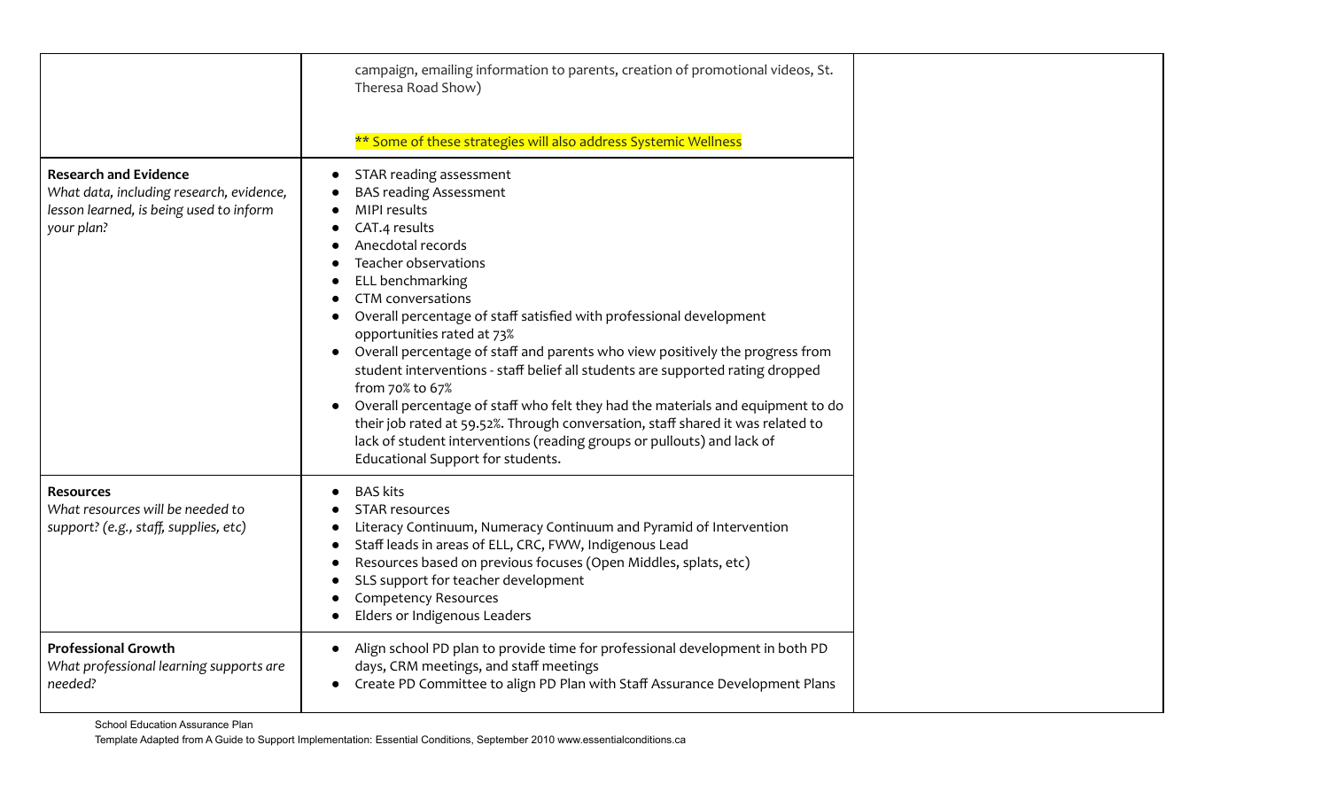| | | |
|---|---|---|
| | campaign, emailing information to parents, creation of promotional videos, St. Theresa Road Show)<br><br>** Some of these strategies will also address Systemic Wellness | |
| **Research and Evidence**<br>*What data, including research, evidence, lesson learned, is being used to inform your plan?* | • STAR reading assessment<br>• BAS reading Assessment<br>• MIPI results<br>• CAT.4 results<br>• Anecdotal records<br>• Teacher observations<br>• ELL benchmarking<br>• CTM conversations<br>• Overall percentage of staff satisfied with professional development opportunities rated at 73%<br>• Overall percentage of staff and parents who view positively the progress from student interventions - staff belief all students are supported rating dropped from 70% to 67%<br>• Overall percentage of staff who felt they had the materials and equipment to do their job rated at 59.52%. Through conversation, staff shared it was related to lack of student interventions (reading groups or pullouts) and lack of Educational Support for students. | |
| **Resources**<br>*What resources will be needed to support? (e.g., staff, supplies, etc)* | • BAS kits<br>• STAR resources<br>• Literacy Continuum, Numeracy Continuum and Pyramid of Intervention<br>• Staff leads in areas of ELL, CRC, FWW, Indigenous Lead<br>• Resources based on previous focuses (Open Middles, splats, etc)<br>• SLS support for teacher development<br>• Competency Resources<br>• Elders or Indigenous Leaders | |
| **Professional Growth**<br>*What professional learning supports are needed?* | • Align school PD plan to provide time for professional development in both PD days, CRM meetings, and staff meetings<br>• Create PD Committee to align PD Plan with Staff Assurance Development Plans | |

School Education Assurance Plan
Template Adapted from A Guide to Support Implementation: Essential Conditions, September 2010 www.essentialconditions.ca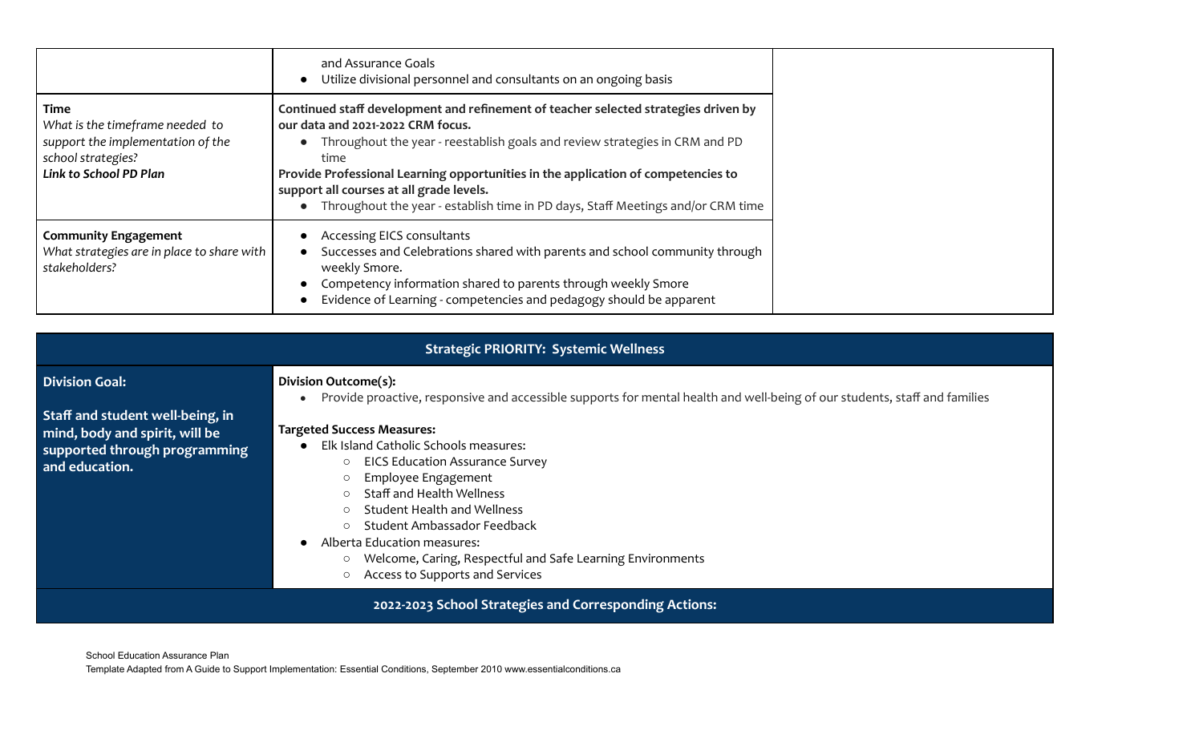| | | |
|---|---|---|
| | and Assurance Goals<br>• Utilize divisional personnel and consultants on an ongoing basis | |
| **Time**<br>*What is the timeframe needed to support the implementation of the school strategies?*<br>***Link to School PD Plan*** | **Continued staff development and refinement of teacher selected strategies driven by our data and 2021-2022 CRM focus.**<br>• Throughout the year - reestablish goals and review strategies in CRM and PD time<br>**Provide Professional Learning opportunities in the application of competencies to support all courses at all grade levels.**<br>• Throughout the year - establish time in PD days, Staff Meetings and/or CRM time | |
| **Community Engagement**<br>*What strategies are in place to share with stakeholders?* | • Accessing EICS consultants<br>• Successes and Celebrations shared with parents and school community through weekly Smore.<br>• Competency information shared to parents through weekly Smore<br>• Evidence of Learning - competencies and pedagogy should be apparent | |

| **Strategic PRIORITY: Systemic Wellness** | |
|---|---|
| **Division Goal:**<br><br>**Staff and student well-being, in mind, body and spirit, will be supported through programming and education.** | **Division Outcome(s):**<br>• Provide proactive, responsive and accessible supports for mental health and well-being of our students, staff and families<br><br>**Targeted Success Measures:**<br>• Elk Island Catholic Schools measures:<br>&nbsp;&nbsp;○ EICS Education Assurance Survey<br>&nbsp;&nbsp;○ Employee Engagement<br>&nbsp;&nbsp;○ Staff and Health Wellness<br>&nbsp;&nbsp;○ Student Health and Wellness<br>&nbsp;&nbsp;○ Student Ambassador Feedback<br>• Alberta Education measures:<br>&nbsp;&nbsp;○ Welcome, Caring, Respectful and Safe Learning Environments<br>&nbsp;&nbsp;○ Access to Supports and Services |
| **2022-2023 School Strategies and Corresponding Actions:** | |

School Education Assurance Plan
Template Adapted from A Guide to Support Implementation: Essential Conditions, September 2010 www.essentialconditions.ca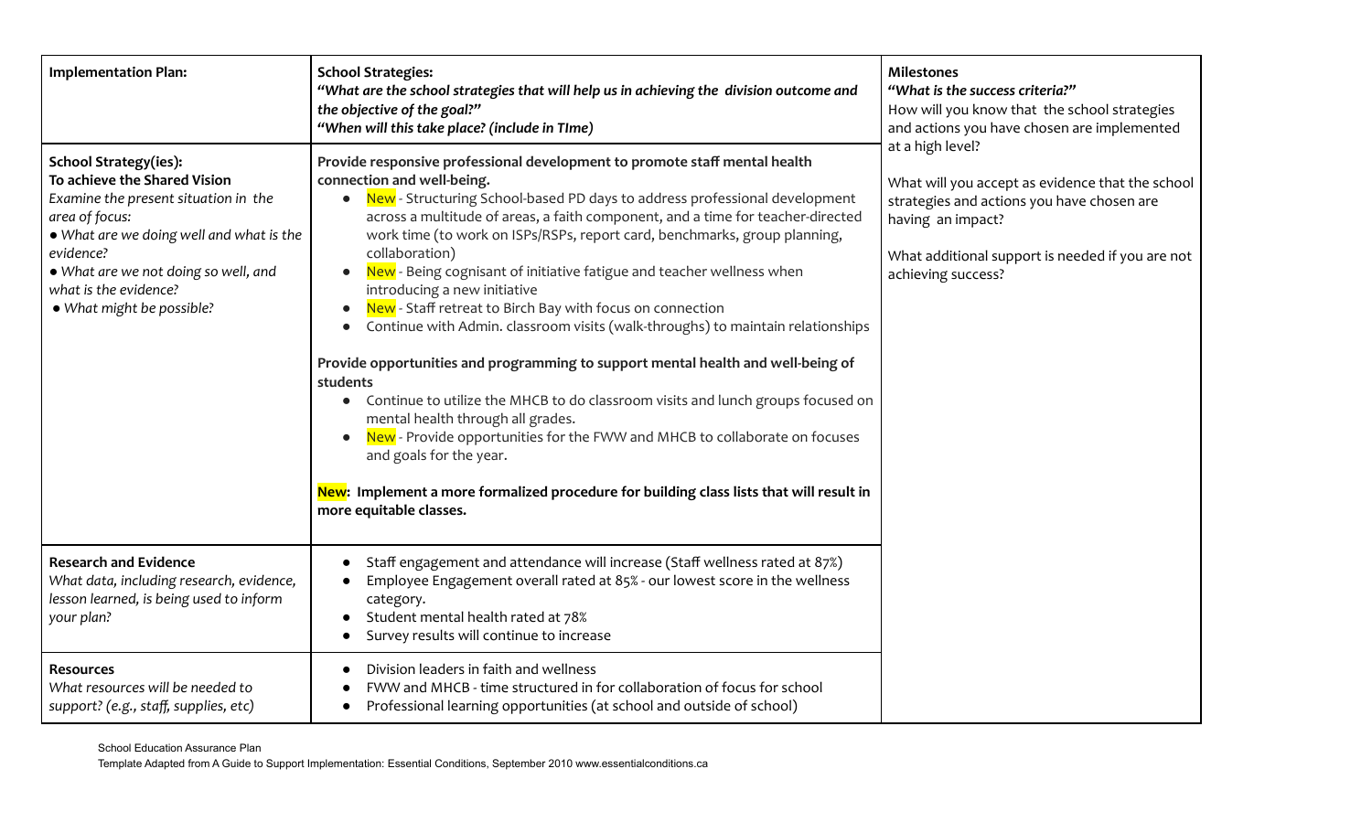| **Implementation Plan:** | **School Strategies:**<br>*"What are the school strategies that will help us in achieving the division outcome and the objective of the goal?"*<br>*"When will this take place? (include in TIme)* | **Milestones**<br>*"What is the success criteria?"*<br>How will you know that the school strategies and actions you have chosen are implemented at a high level?<br><br>What will you accept as evidence that the school strategies and actions you have chosen are having an impact?<br><br>What additional support is needed if you are not achieving success? |
|---|---|---|
| **School Strategy(ies):**<br>**To achieve the Shared Vision**<br>*Examine the present situation in the area of focus:*<br>*• What are we doing well and what is the evidence?*<br>*• What are we not doing so well, and what is the evidence?*<br>*• What might be possible?* | **Provide responsive professional development to promote staff mental health connection and well-being.**<br>• New - Structuring School-based PD days to address professional development across a multitude of areas, a faith component, and a time for teacher-directed work time (to work on ISPs/RSPs, report card, benchmarks, group planning, collaboration)<br>• New - Being cognisant of initiative fatigue and teacher wellness when introducing a new initiative<br>• New - Staff retreat to Birch Bay with focus on connection<br>• Continue with Admin. classroom visits (walk-throughs) to maintain relationships<br><br>**Provide opportunities and programming to support mental health and well-being of students**<br>• Continue to utilize the MHCB to do classroom visits and lunch groups focused on mental health through all grades.<br>• New - Provide opportunities for the FWW and MHCB to collaborate on focuses and goals for the year.<br><br>**New: Implement a more formalized procedure for building class lists that will result in more equitable classes.** | |
| **Research and Evidence**<br>*What data, including research, evidence, lesson learned, is being used to inform your plan?* | • Staff engagement and attendance will increase (Staff wellness rated at 87%)<br>• Employee Engagement overall rated at 85% - our lowest score in the wellness category.<br>• Student mental health rated at 78%<br>• Survey results will continue to increase | |
| **Resources**<br>*What resources will be needed to support? (e.g., staff, supplies, etc)* | • Division leaders in faith and wellness<br>• FWW and MHCB - time structured in for collaboration of focus for school<br>• Professional learning opportunities (at school and outside of school) | |

School Education Assurance Plan
Template Adapted from A Guide to Support Implementation: Essential Conditions, September 2010 www.essentialconditions.ca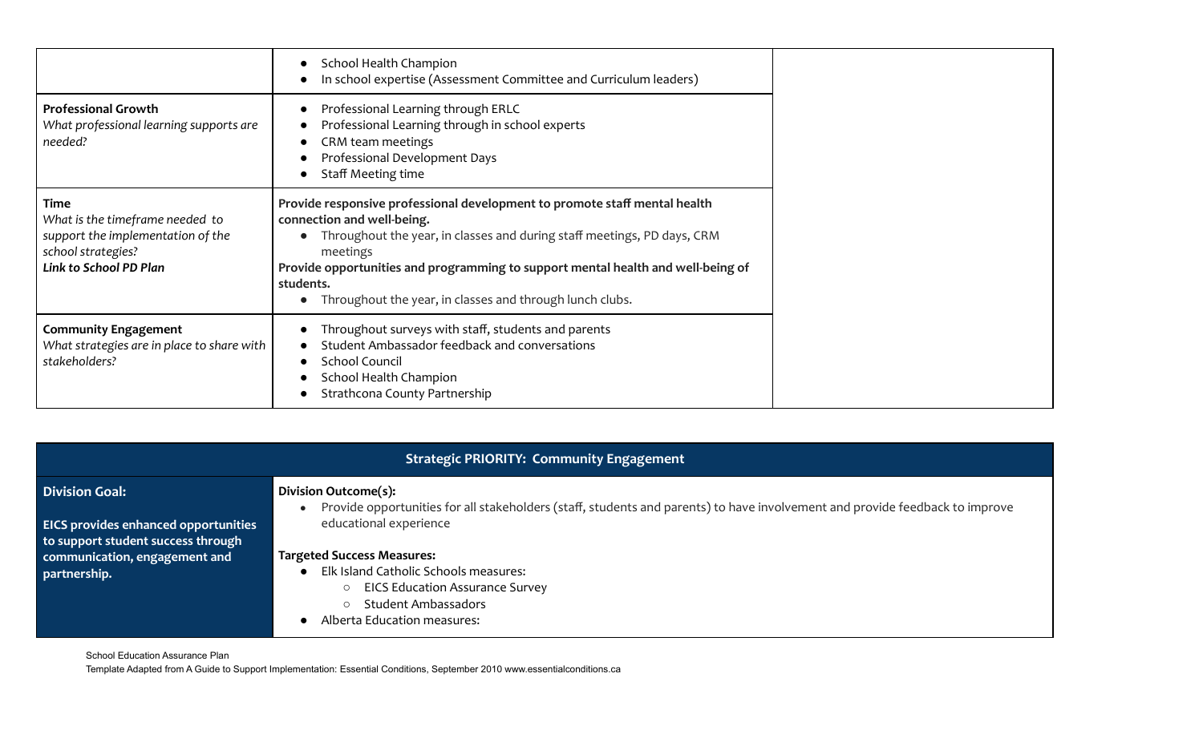| | | |
|---|---|---|
| | • School Health Champion<br>• In school expertise (Assessment Committee and Curriculum leaders) | |
| **Professional Growth**<br>*What professional learning supports are needed?* | • Professional Learning through ERLC<br>• Professional Learning through in school experts<br>• CRM team meetings<br>• Professional Development Days<br>• Staff Meeting time | |
| **Time**<br>*What is the timeframe needed to support the implementation of the school strategies?*<br>***Link to School PD Plan*** | **Provide responsive professional development to promote staff mental health connection and well-being.**<br>• Throughout the year, in classes and during staff meetings, PD days, CRM meetings<br>**Provide opportunities and programming to support mental health and well-being of students.**<br>• Throughout the year, in classes and through lunch clubs. | |
| **Community Engagement**<br>*What strategies are in place to share with stakeholders?* | • Throughout surveys with staff, students and parents<br>• Student Ambassador feedback and conversations<br>• School Council<br>• School Health Champion<br>• Strathcona County Partnership | |

| **Strategic PRIORITY: Community Engagement** | |
|---|---|
| **Division Goal:**<br><br>**EICS provides enhanced opportunities to support student success through communication, engagement and partnership.** | **Division Outcome(s):**<br>• Provide opportunities for all stakeholders (staff, students and parents) to have involvement and provide feedback to improve educational experience<br><br>**Targeted Success Measures:**<br>• Elk Island Catholic Schools measures:<br>  ○ EICS Education Assurance Survey<br>  ○ Student Ambassadors<br>• Alberta Education measures: |

School Education Assurance Plan
Template Adapted from A Guide to Support Implementation: Essential Conditions, September 2010 www.essentialconditions.ca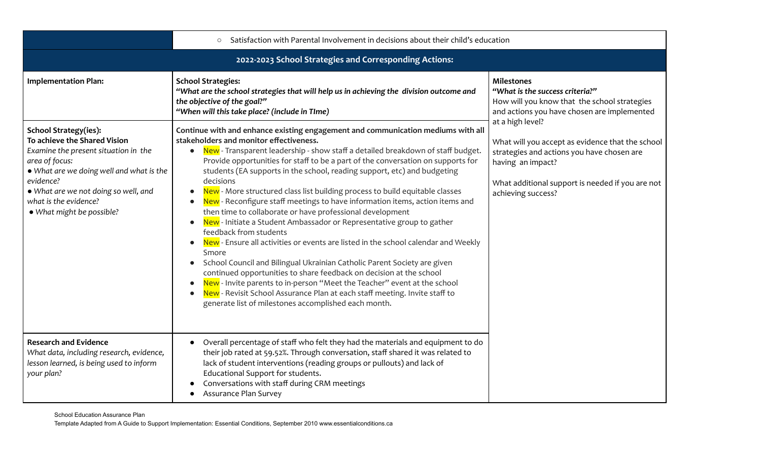| | ○ Satisfaction with Parental Involvement in decisions about their child's education | |
|---|---|---|
| **2022-2023 School Strategies and Corresponding Actions:** | | |
| **Implementation Plan:** | **School Strategies:** ***"What are the school strategies that will help us in achieving the division outcome and the objective of the goal?" "When will this take place? (include in TIme)*** | **Milestones** ***"What is the success criteria?"*** How will you know that the school strategies and actions you have chosen are implemented at a high level?<br><br>What will you accept as evidence that the school strategies and actions you have chosen are having an impact?<br><br>What additional support is needed if you are not achieving success? |
| **School Strategy(ies): To achieve the Shared Vision** *Examine the present situation in the area of focus:*<br>*• What are we doing well and what is the evidence?*<br>*• What are we not doing so well, and what is the evidence?*<br>*• What might be possible?* | **Continue with and enhance existing engagement and communication mediums with all stakeholders and monitor effectiveness.**<br>• New - Transparent leadership - show staff a detailed breakdown of staff budget. Provide opportunities for staff to be a part of the conversation on supports for students (EA supports in the school, reading support, etc) and budgeting decisions<br>• New - More structured class list building process to build equitable classes<br>• New - Reconfigure staff meetings to have information items, action items and then time to collaborate or have professional development<br>• New - Initiate a Student Ambassador or Representative group to gather feedback from students<br>• New - Ensure all activities or events are listed in the school calendar and Weekly Smore<br>• School Council and Bilingual Ukrainian Catholic Parent Society are given continued opportunities to share feedback on decision at the school<br>• New - Invite parents to in-person "Meet the Teacher" event at the school<br>• New - Revisit School Assurance Plan at each staff meeting. Invite staff to generate list of milestones accomplished each month. | |
| **Research and Evidence** *What data, including research, evidence, lesson learned, is being used to inform your plan?* | • Overall percentage of staff who felt they had the materials and equipment to do their job rated at 59.52%. Through conversation, staff shared it was related to lack of student interventions (reading groups or pullouts) and lack of Educational Support for students.<br>• Conversations with staff during CRM meetings<br>• Assurance Plan Survey | |

School Education Assurance Plan
Template Adapted from A Guide to Support Implementation: Essential Conditions, September 2010 www.essentialconditions.ca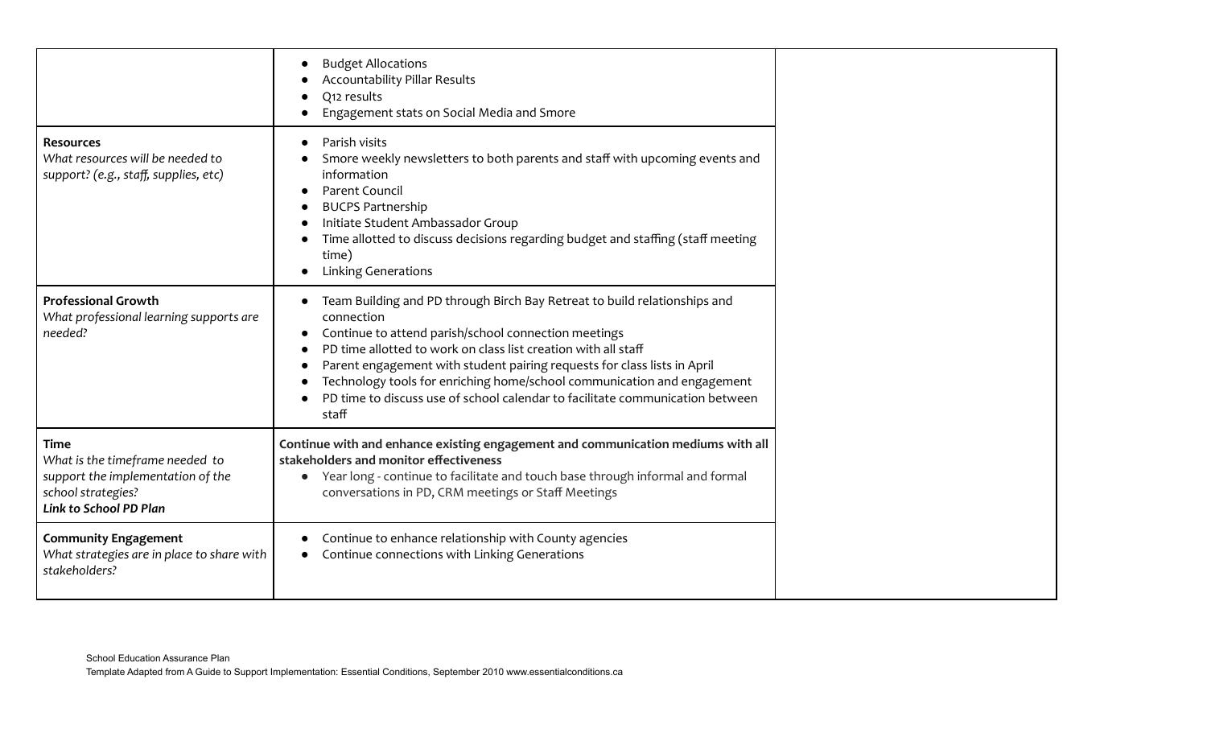| | | |
|---|---|---|
| | • Budget Allocations<br>• Accountability Pillar Results<br>• Q12 results<br>• Engagement stats on Social Media and Smore | |
| **Resources**<br>*What resources will be needed to support? (e.g., staff, supplies, etc)* | • Parish visits<br>• Smore weekly newsletters to both parents and staff with upcoming events and information<br>• Parent Council<br>• BUCPS Partnership<br>• Initiate Student Ambassador Group<br>• Time allotted to discuss decisions regarding budget and staffing (staff meeting time)<br>• Linking Generations | |
| **Professional Growth**<br>*What professional learning supports are needed?* | • Team Building and PD through Birch Bay Retreat to build relationships and connection<br>• Continue to attend parish/school connection meetings<br>• PD time allotted to work on class list creation with all staff<br>• Parent engagement with student pairing requests for class lists in April<br>• Technology tools for enriching home/school communication and engagement<br>• PD time to discuss use of school calendar to facilitate communication between staff | |
| **Time**<br>*What is the timeframe needed to support the implementation of the school strategies?*<br>***Link to School PD Plan*** | **Continue with and enhance existing engagement and communication mediums with all stakeholders and monitor effectiveness**<br>• Year long - continue to facilitate and touch base through informal and formal conversations in PD, CRM meetings or Staff Meetings | |
| **Community Engagement**<br>*What strategies are in place to share with stakeholders?* | • Continue to enhance relationship with County agencies<br>• Continue connections with Linking Generations | |

School Education Assurance Plan
Template Adapted from A Guide to Support Implementation: Essential Conditions, September 2010 www.essentialconditions.ca